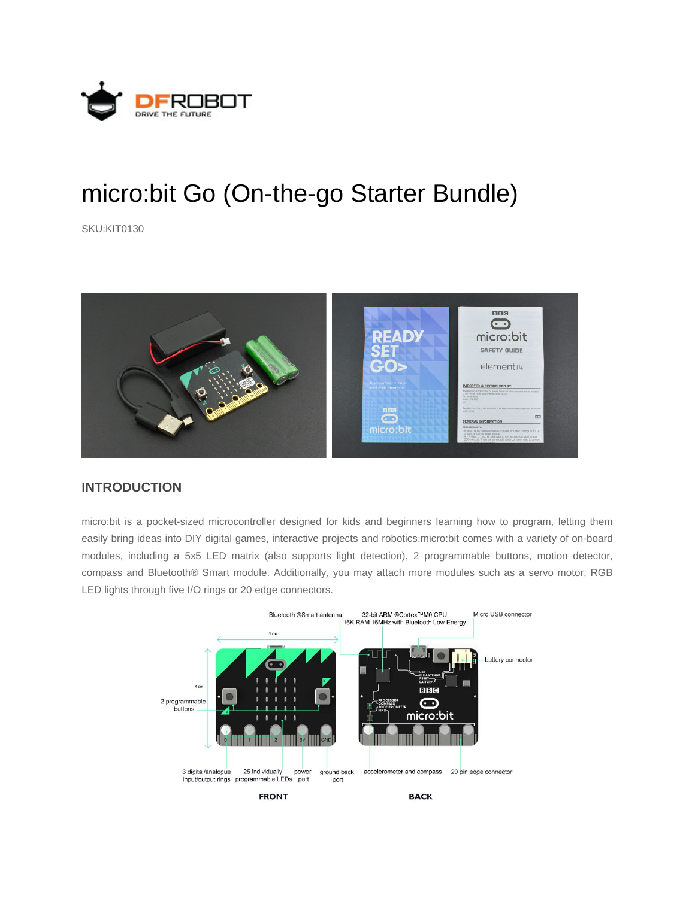# micro:bit Go (On-the-go Starter Bundle)

SKU:KIT0130

## INTRODUCTION

micro:bit is a pocket-sized microcontroller designed for kids and beginners learning how to program, letting them easily bring ideas into DIY digital games, interactive projects and robotics.micro:bit comes with a variety of on-board modules, including a 5x5 LED matrix (also supports light detection), 2 programmable buttons, motion detector, compass and Bluetooth® Smart module. Additionally, you may attach more modules such as a servo motor, RGB LED lights through five I/O rings or 20 edge connectors.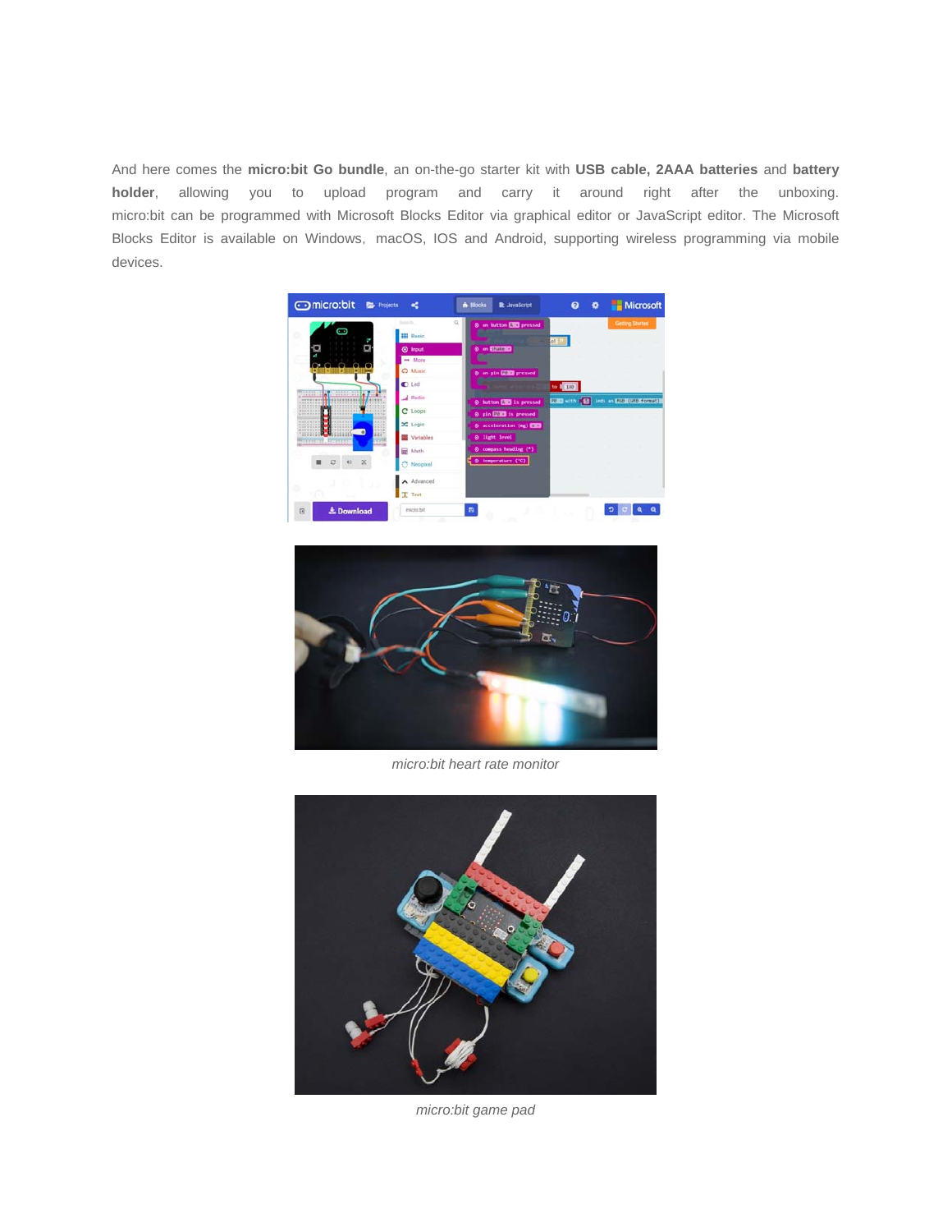And here comes the **micro:bit Go bundle**, an on-the-go starter kit with **USB cable, 2AAA batteries** and **battery holder**, allowing you to upload program and carry it around right after the unboxing. micro:bit can be programmed with Microsoft Blocks Editor via graphical editor or JavaScript editor. The Microsoft Blocks Editor is available on Windows, macOS, IOS and Android, supporting wireless programming via mobile devices.

*micro:bit heart rate monitor*

*micro:bit game pad*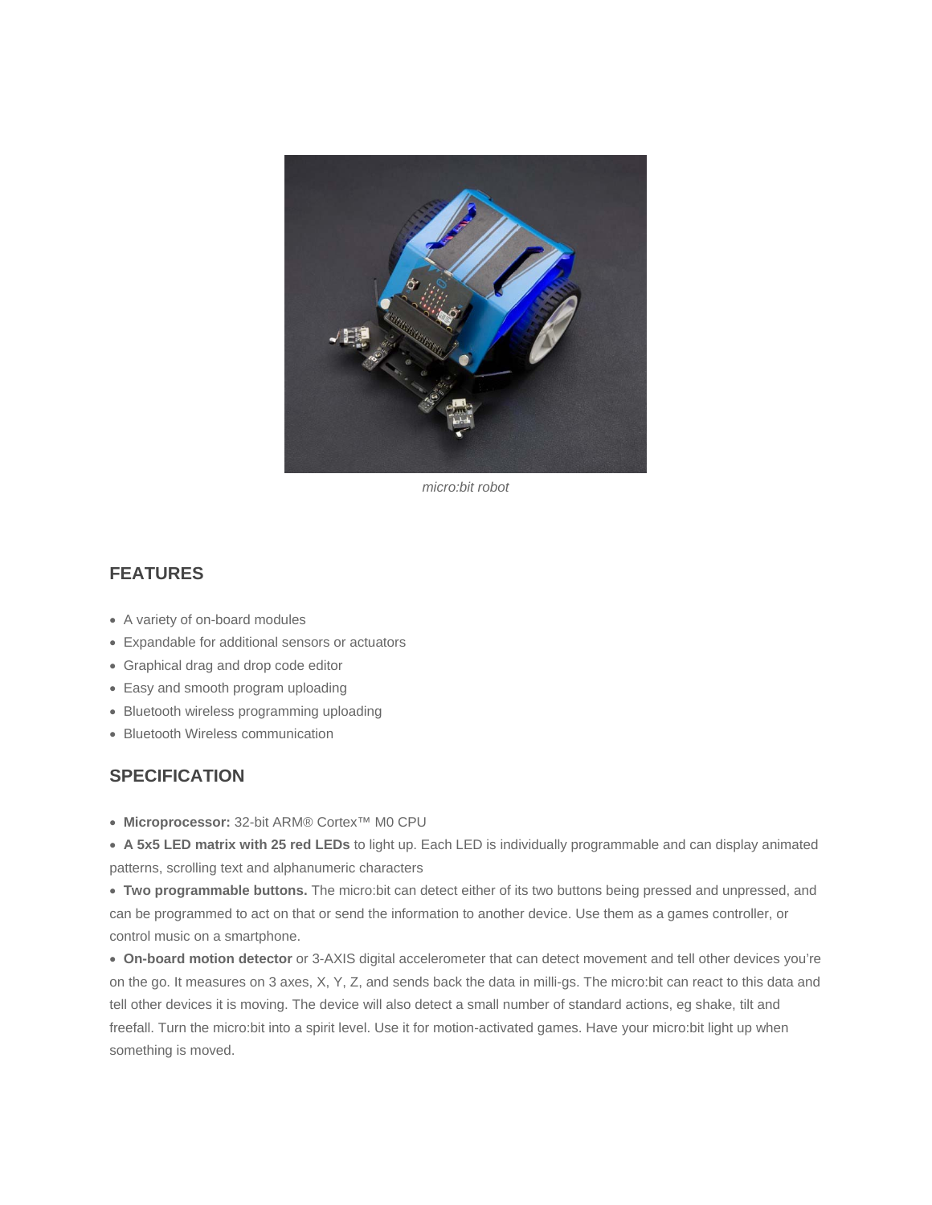*micro:bit robot*

## FEATURES

- A variety of on-board modules
- Expandable for additional sensors or actuators
- Graphical drag and drop code editor
- Easy and smooth program uploading
- Bluetooth wireless programming uploading
- Bluetooth Wireless communication

## SPECIFICATION

- **Microprocessor:** 32-bit ARM® Cortex™ M0 CPU
- **A 5x5 LED matrix with 25 red LEDs** to light up. Each LED is individually programmable and can display animated patterns, scrolling text and alphanumeric characters
- **Two programmable buttons.** The micro:bit can detect either of its two buttons being pressed and unpressed, and can be programmed to act on that or send the information to another device. Use them as a games controller, or control music on a smartphone.
- **On-board motion detector** or 3-AXIS digital accelerometer that can detect movement and tell other devices you're on the go. It measures on 3 axes, X, Y, Z, and sends back the data in milli-gs. The micro:bit can react to this data and tell other devices it is moving. The device will also detect a small number of standard actions, eg shake, tilt and freefall. Turn the micro:bit into a spirit level. Use it for motion-activated games. Have your micro:bit light up when something is moved.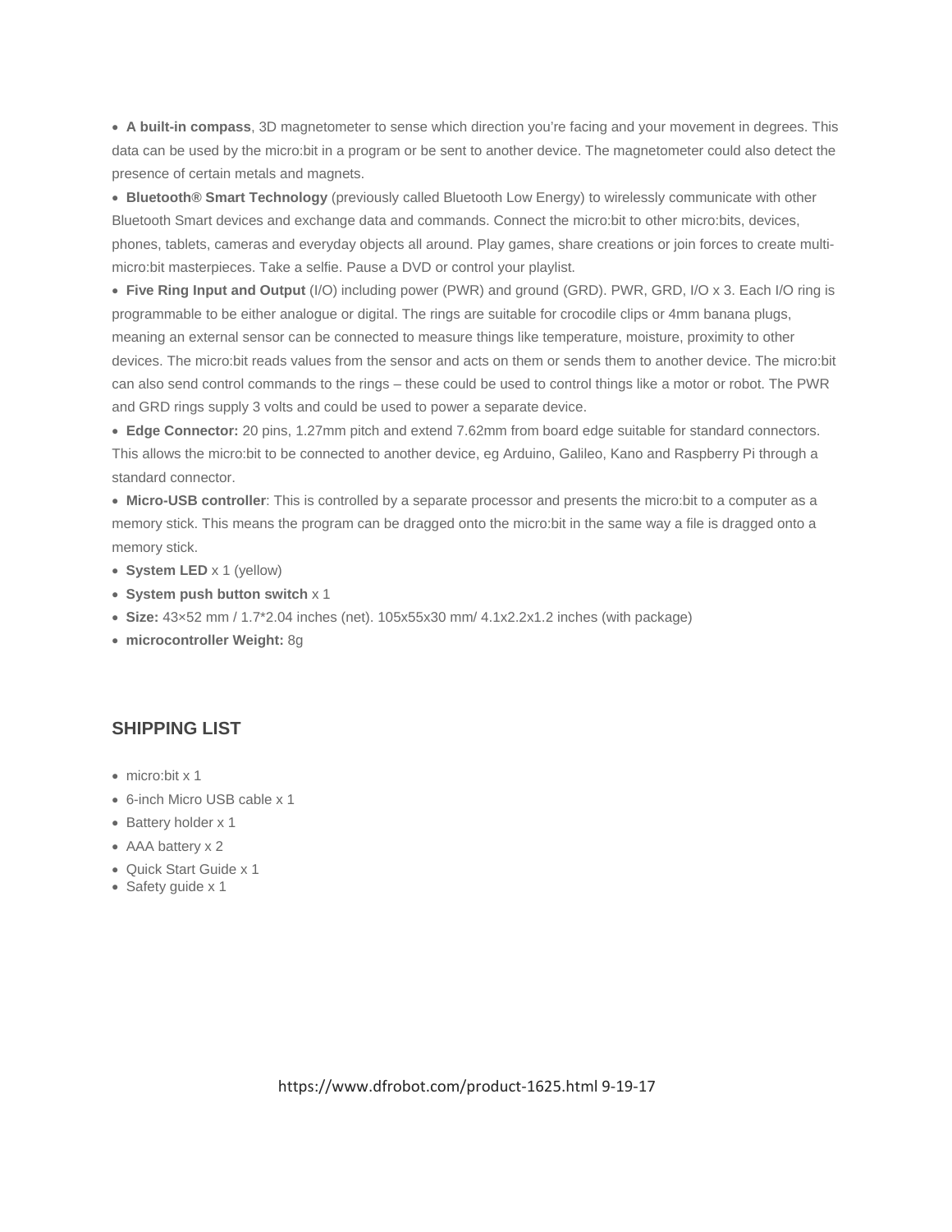- **A built-in compass**, 3D magnetometer to sense which direction you're facing and your movement in degrees. This data can be used by the micro:bit in a program or be sent to another device. The magnetometer could also detect the presence of certain metals and magnets.
- **Bluetooth® Smart Technology** (previously called Bluetooth Low Energy) to wirelessly communicate with other Bluetooth Smart devices and exchange data and commands. Connect the micro:bit to other micro:bits, devices, phones, tablets, cameras and everyday objects all around. Play games, share creations or join forces to create multi-micro:bit masterpieces. Take a selfie. Pause a DVD or control your playlist.
- **Five Ring Input and Output** (I/O) including power (PWR) and ground (GRD). PWR, GRD, I/O x 3. Each I/O ring is programmable to be either analogue or digital. The rings are suitable for crocodile clips or 4mm banana plugs, meaning an external sensor can be connected to measure things like temperature, moisture, proximity to other devices. The micro:bit reads values from the sensor and acts on them or sends them to another device. The micro:bit can also send control commands to the rings – these could be used to control things like a motor or robot. The PWR and GRD rings supply 3 volts and could be used to power a separate device.
- **Edge Connector:** 20 pins, 1.27mm pitch and extend 7.62mm from board edge suitable for standard connectors. This allows the micro:bit to be connected to another device, eg Arduino, Galileo, Kano and Raspberry Pi through a standard connector.
- **Micro-USB controller**: This is controlled by a separate processor and presents the micro:bit to a computer as a memory stick. This means the program can be dragged onto the micro:bit in the same way a file is dragged onto a memory stick.
- **System LED** x 1 (yellow)
- **System push button switch** x 1
- **Size:** 43×52 mm / 1.7*2.04 inches (net). 105x55x30 mm/ 4.1x2.2x1.2 inches (with package)
- **microcontroller Weight:** 8g

## SHIPPING LIST

- micro:bit x 1
- 6-inch Micro USB cable x 1
- Battery holder x 1
- AAA battery x 2
- Quick Start Guide x 1
- Safety guide x 1

https://www.dfrobot.com/product-1625.html 9-19-17